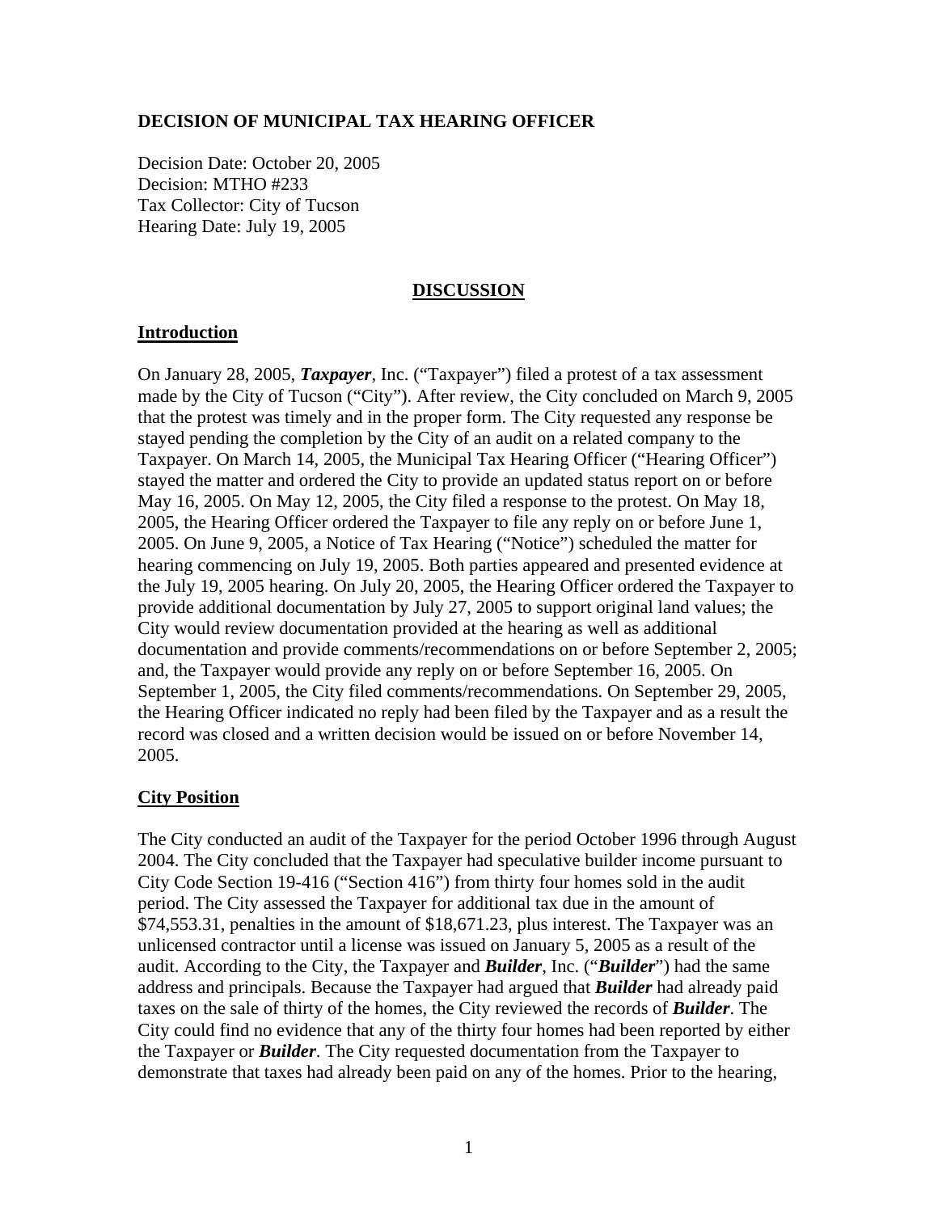**DECISION OF MUNICIPAL TAX HEARING OFFICER**

Decision Date: October 20, 2005
Decision: MTHO #233
Tax Collector: City of Tucson
Hearing Date: July 19, 2005

## DISCUSSION

### Introduction

On January 28, 2005, ***Taxpayer***, Inc. ("Taxpayer") filed a protest of a tax assessment made by the City of Tucson ("City"). After review, the City concluded on March 9, 2005 that the protest was timely and in the proper form. The City requested any response be stayed pending the completion by the City of an audit on a related company to the Taxpayer. On March 14, 2005, the Municipal Tax Hearing Officer ("Hearing Officer") stayed the matter and ordered the City to provide an updated status report on or before May 16, 2005. On May 12, 2005, the City filed a response to the protest. On May 18, 2005, the Hearing Officer ordered the Taxpayer to file any reply on or before June 1, 2005. On June 9, 2005, a Notice of Tax Hearing ("Notice") scheduled the matter for hearing commencing on July 19, 2005. Both parties appeared and presented evidence at the July 19, 2005 hearing. On July 20, 2005, the Hearing Officer ordered the Taxpayer to provide additional documentation by July 27, 2005 to support original land values; the City would review documentation provided at the hearing as well as additional documentation and provide comments/recommendations on or before September 2, 2005; and, the Taxpayer would provide any reply on or before September 16, 2005. On September 1, 2005, the City filed comments/recommendations. On September 29, 2005, the Hearing Officer indicated no reply had been filed by the Taxpayer and as a result the record was closed and a written decision would be issued on or before November 14, 2005.

### City Position

The City conducted an audit of the Taxpayer for the period October 1996 through August 2004. The City concluded that the Taxpayer had speculative builder income pursuant to City Code Section 19-416 ("Section 416") from thirty four homes sold in the audit period. The City assessed the Taxpayer for additional tax due in the amount of $74,553.31, penalties in the amount of $18,671.23, plus interest. The Taxpayer was an unlicensed contractor until a license was issued on January 5, 2005 as a result of the audit. According to the City, the Taxpayer and ***Builder***, Inc. ("***Builder***") had the same address and principals. Because the Taxpayer had argued that ***Builder*** had already paid taxes on the sale of thirty of the homes, the City reviewed the records of ***Builder***. The City could find no evidence that any of the thirty four homes had been reported by either the Taxpayer or ***Builder***. The City requested documentation from the Taxpayer to demonstrate that taxes had already been paid on any of the homes. Prior to the hearing,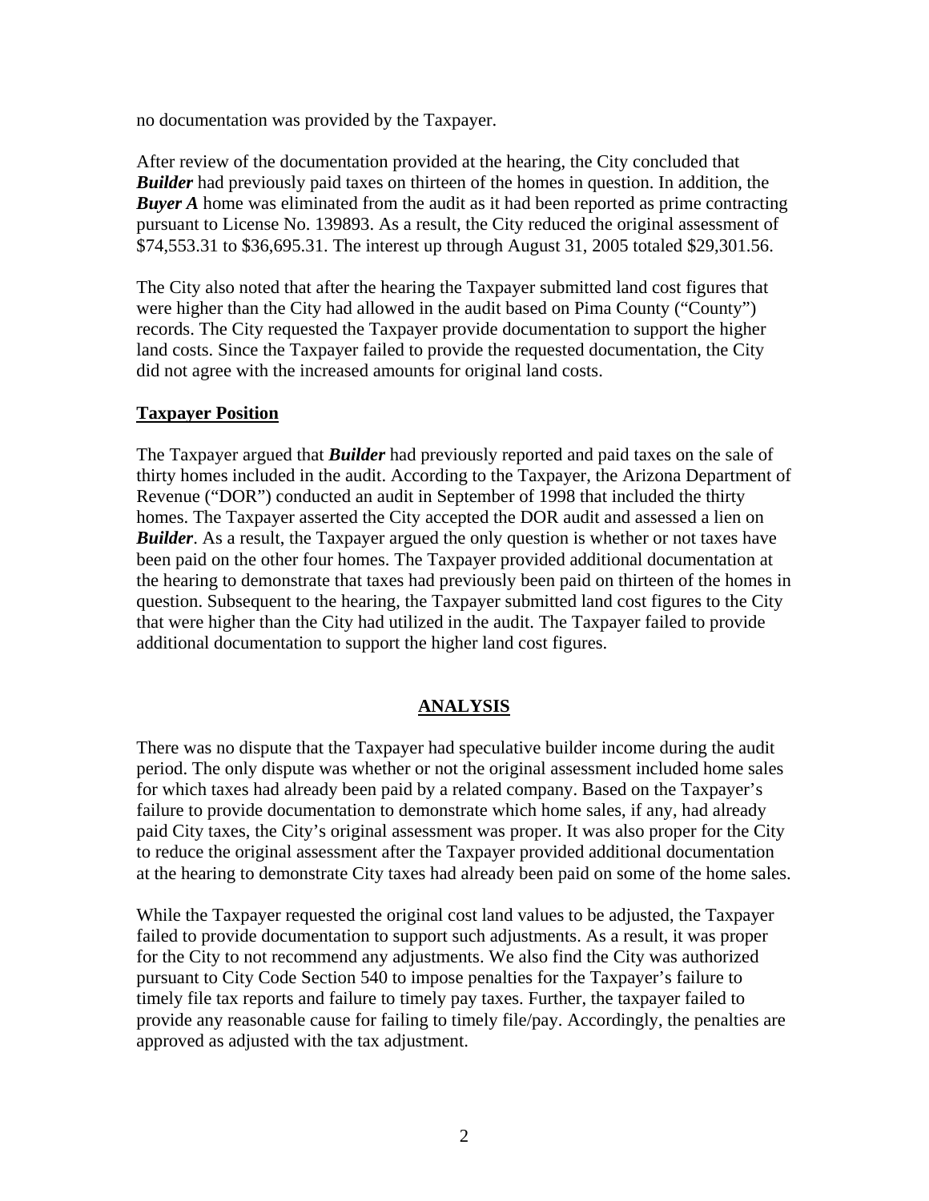no documentation was provided by the Taxpayer.

After review of the documentation provided at the hearing, the City concluded that ***Builder*** had previously paid taxes on thirteen of the homes in question. In addition, the ***Buyer A*** home was eliminated from the audit as it had been reported as prime contracting pursuant to License No. 139893. As a result, the City reduced the original assessment of $74,553.31 to $36,695.31. The interest up through August 31, 2005 totaled $29,301.56.

The City also noted that after the hearing the Taxpayer submitted land cost figures that were higher than the City had allowed in the audit based on Pima County ("County") records. The City requested the Taxpayer provide documentation to support the higher land costs. Since the Taxpayer failed to provide the requested documentation, the City did not agree with the increased amounts for original land costs.

**Taxpayer Position**

The Taxpayer argued that ***Builder*** had previously reported and paid taxes on the sale of thirty homes included in the audit. According to the Taxpayer, the Arizona Department of Revenue ("DOR") conducted an audit in September of 1998 that included the thirty homes. The Taxpayer asserted the City accepted the DOR audit and assessed a lien on ***Builder***. As a result, the Taxpayer argued the only question is whether or not taxes have been paid on the other four homes. The Taxpayer provided additional documentation at the hearing to demonstrate that taxes had previously been paid on thirteen of the homes in question. Subsequent to the hearing, the Taxpayer submitted land cost figures to the City that were higher than the City had utilized in the audit. The Taxpayer failed to provide additional documentation to support the higher land cost figures.

## ANALYSIS

There was no dispute that the Taxpayer had speculative builder income during the audit period. The only dispute was whether or not the original assessment included home sales for which taxes had already been paid by a related company. Based on the Taxpayer's failure to provide documentation to demonstrate which home sales, if any, had already paid City taxes, the City's original assessment was proper. It was also proper for the City to reduce the original assessment after the Taxpayer provided additional documentation at the hearing to demonstrate City taxes had already been paid on some of the home sales.

While the Taxpayer requested the original cost land values to be adjusted, the Taxpayer failed to provide documentation to support such adjustments. As a result, it was proper for the City to not recommend any adjustments. We also find the City was authorized pursuant to City Code Section 540 to impose penalties for the Taxpayer's failure to timely file tax reports and failure to timely pay taxes. Further, the taxpayer failed to provide any reasonable cause for failing to timely file/pay. Accordingly, the penalties are approved as adjusted with the tax adjustment.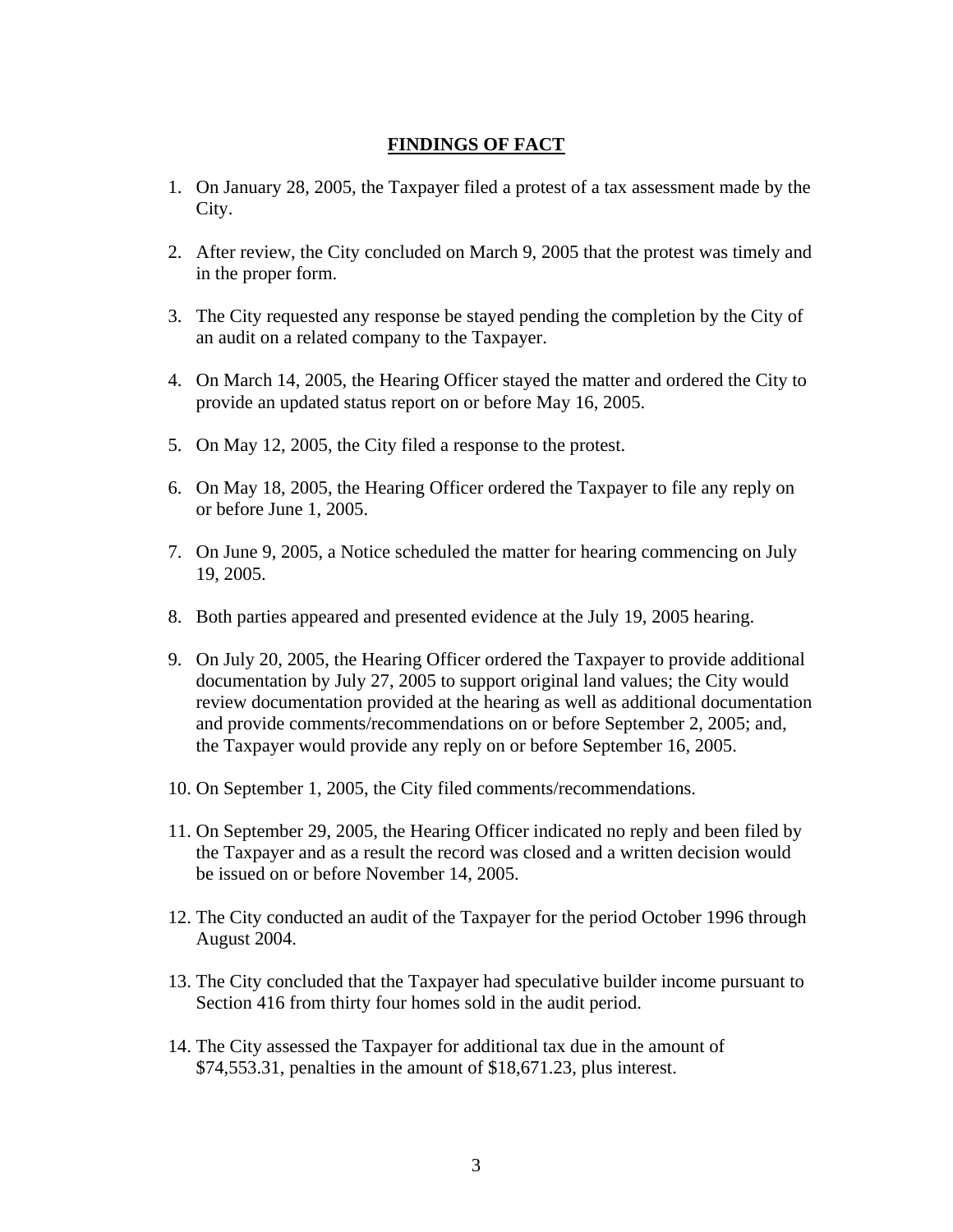## FINDINGS OF FACT

1. On January 28, 2005, the Taxpayer filed a protest of a tax assessment made by the City.

2. After review, the City concluded on March 9, 2005 that the protest was timely and in the proper form.

3. The City requested any response be stayed pending the completion by the City of an audit on a related company to the Taxpayer.

4. On March 14, 2005, the Hearing Officer stayed the matter and ordered the City to provide an updated status report on or before May 16, 2005.

5. On May 12, 2005, the City filed a response to the protest.

6. On May 18, 2005, the Hearing Officer ordered the Taxpayer to file any reply on or before June 1, 2005.

7. On June 9, 2005, a Notice scheduled the matter for hearing commencing on July 19, 2005.

8. Both parties appeared and presented evidence at the July 19, 2005 hearing.

9. On July 20, 2005, the Hearing Officer ordered the Taxpayer to provide additional documentation by July 27, 2005 to support original land values; the City would review documentation provided at the hearing as well as additional documentation and provide comments/recommendations on or before September 2, 2005; and, the Taxpayer would provide any reply on or before September 16, 2005.

10. On September 1, 2005, the City filed comments/recommendations.

11. On September 29, 2005, the Hearing Officer indicated no reply and been filed by the Taxpayer and as a result the record was closed and a written decision would be issued on or before November 14, 2005.

12. The City conducted an audit of the Taxpayer for the period October 1996 through August 2004.

13. The City concluded that the Taxpayer had speculative builder income pursuant to Section 416 from thirty four homes sold in the audit period.

14. The City assessed the Taxpayer for additional tax due in the amount of $74,553.31, penalties in the amount of $18,671.23, plus interest.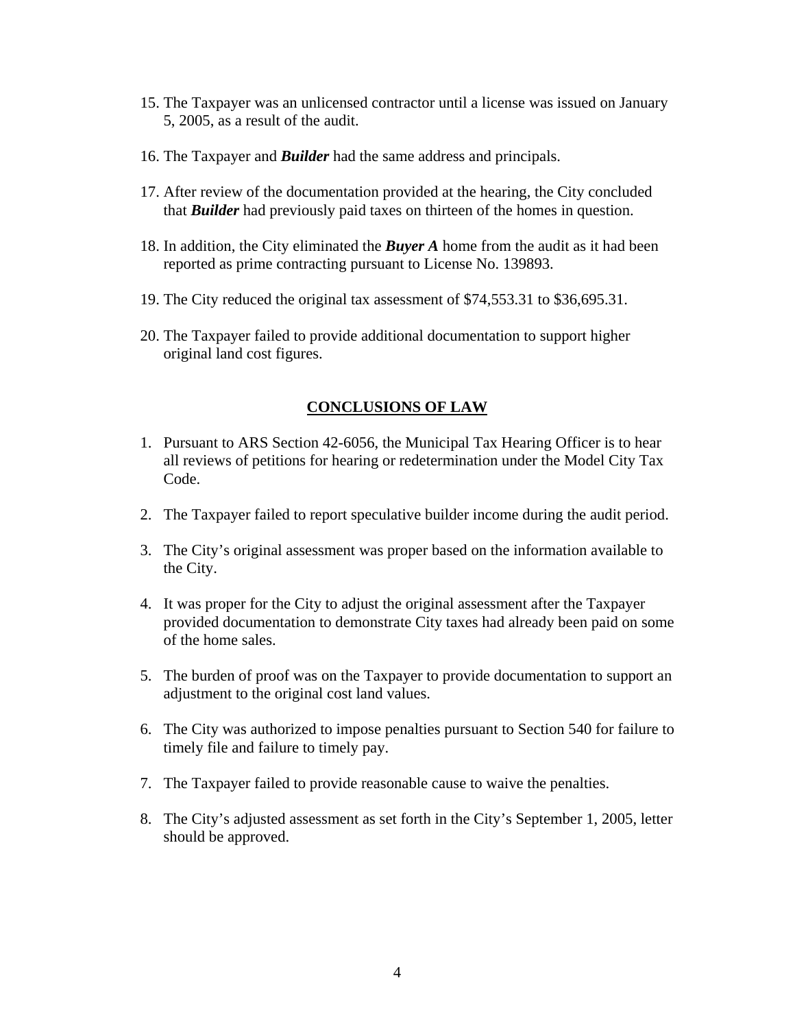15. The Taxpayer was an unlicensed contractor until a license was issued on January 5, 2005, as a result of the audit.

16. The Taxpayer and ***Builder*** had the same address and principals.

17. After review of the documentation provided at the hearing, the City concluded that ***Builder*** had previously paid taxes on thirteen of the homes in question.

18. In addition, the City eliminated the ***Buyer A*** home from the audit as it had been reported as prime contracting pursuant to License No. 139893.

19. The City reduced the original tax assessment of $74,553.31 to $36,695.31.

20. The Taxpayer failed to provide additional documentation to support higher original land cost figures.

## CONCLUSIONS OF LAW

1. Pursuant to ARS Section 42-6056, the Municipal Tax Hearing Officer is to hear all reviews of petitions for hearing or redetermination under the Model City Tax Code.

2. The Taxpayer failed to report speculative builder income during the audit period.

3. The City's original assessment was proper based on the information available to the City.

4. It was proper for the City to adjust the original assessment after the Taxpayer provided documentation to demonstrate City taxes had already been paid on some of the home sales.

5. The burden of proof was on the Taxpayer to provide documentation to support an adjustment to the original cost land values.

6. The City was authorized to impose penalties pursuant to Section 540 for failure to timely file and failure to timely pay.

7. The Taxpayer failed to provide reasonable cause to waive the penalties.

8. The City's adjusted assessment as set forth in the City's September 1, 2005, letter should be approved.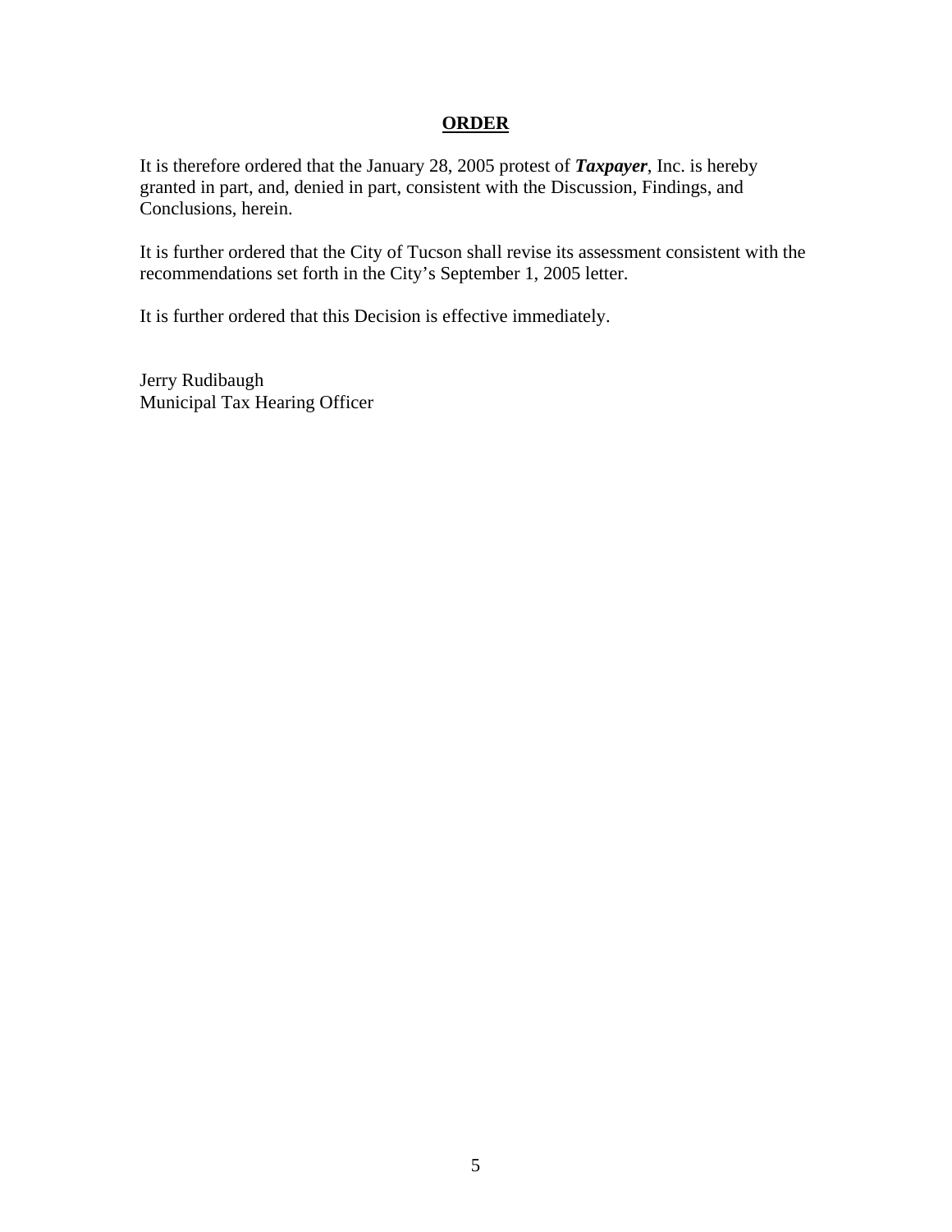## ORDER

It is therefore ordered that the January 28, 2005 protest of ***Taxpayer***, Inc. is hereby granted in part, and, denied in part, consistent with the Discussion, Findings, and Conclusions, herein.

It is further ordered that the City of Tucson shall revise its assessment consistent with the recommendations set forth in the City's September 1, 2005 letter.

It is further ordered that this Decision is effective immediately.

Jerry Rudibaugh
Municipal Tax Hearing Officer